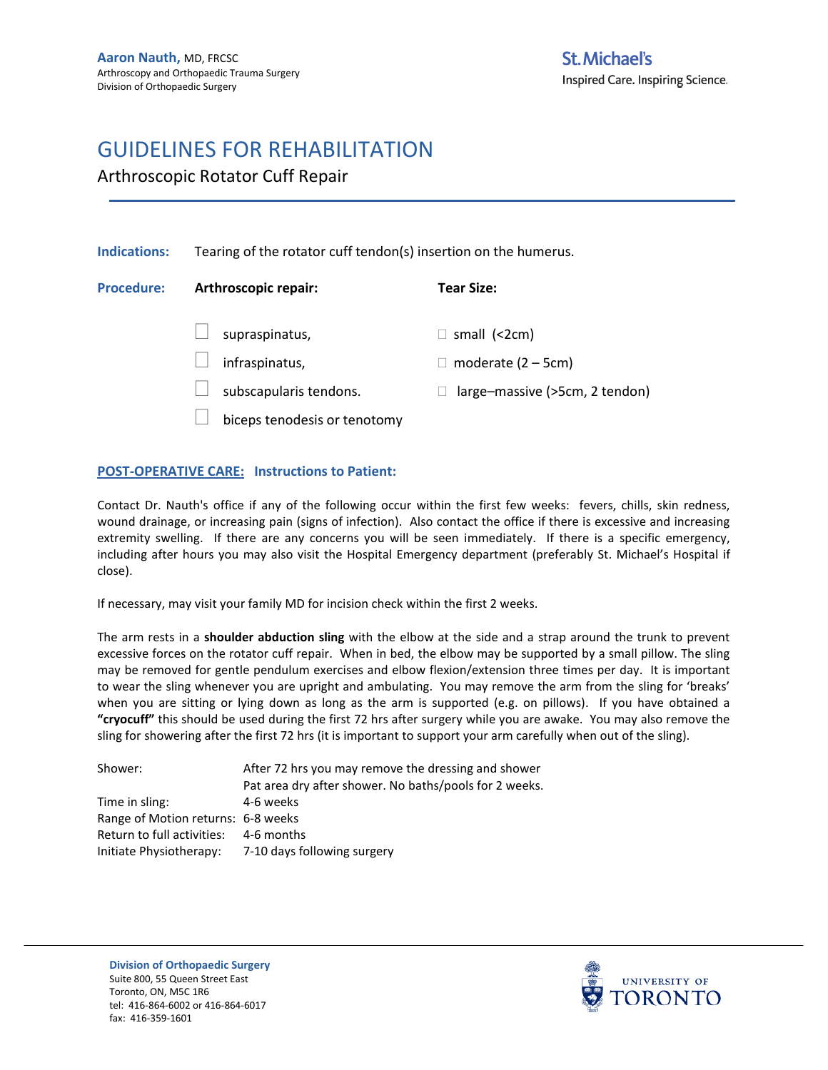**Aaron Nauth,** MD, FRCSC
Arthroscopy and Orthopaedic Trauma Surgery
Division of Orthopaedic Surgery

St. Michael's
Inspired Care. Inspiring Science.

# GUIDELINES FOR REHABILITATION

## Arthroscopic Rotator Cuff Repair

**Indications:** Tearing of the rotator cuff tendon(s) insertion on the humerus.

**Procedure:**

| **Arthroscopic repair:** | **Tear Size:** |
|---|---|
| ☐ supraspinatus, | ☐ small (<2cm) |
| ☐ infraspinatus, | ☐ moderate (2 – 5cm) |
| ☐ subscapularis tendons. | ☐ large–massive (>5cm, 2 tendon) |
| ☐ biceps tenodesis or tenotomy | |

**POST-OPERATIVE CARE: Instructions to Patient:**

Contact Dr. Nauth's office if any of the following occur within the first few weeks: fevers, chills, skin redness, wound drainage, or increasing pain (signs of infection). Also contact the office if there is excessive and increasing extremity swelling. If there are any concerns you will be seen immediately. If there is a specific emergency, including after hours you may also visit the Hospital Emergency department (preferably St. Michael's Hospital if close).

If necessary, may visit your family MD for incision check within the first 2 weeks.

The arm rests in a **shoulder abduction sling** with the elbow at the side and a strap around the trunk to prevent excessive forces on the rotator cuff repair. When in bed, the elbow may be supported by a small pillow. The sling may be removed for gentle pendulum exercises and elbow flexion/extension three times per day. It is important to wear the sling whenever you are upright and ambulating. You may remove the arm from the sling for 'breaks' when you are sitting or lying down as long as the arm is supported (e.g. on pillows). If you have obtained a **"cryocuff"** this should be used during the first 72 hrs after surgery while you are awake. You may also remove the sling for showering after the first 72 hrs (it is important to support your arm carefully when out of the sling).

| | |
|---|---|
| Shower: | After 72 hrs you may remove the dressing and shower<br>Pat area dry after shower. No baths/pools for 2 weeks. |
| Time in sling: | 4-6 weeks |
| Range of Motion returns: | 6-8 weeks |
| Return to full activities: | 4-6 months |
| Initiate Physiotherapy: | 7-10 days following surgery |

**Division of Orthopaedic Surgery**
Suite 800, 55 Queen Street East
Toronto, ON, M5C 1R6
tel: 416-864-6002 or 416-864-6017
fax: 416-359-1601

UNIVERSITY OF TORONTO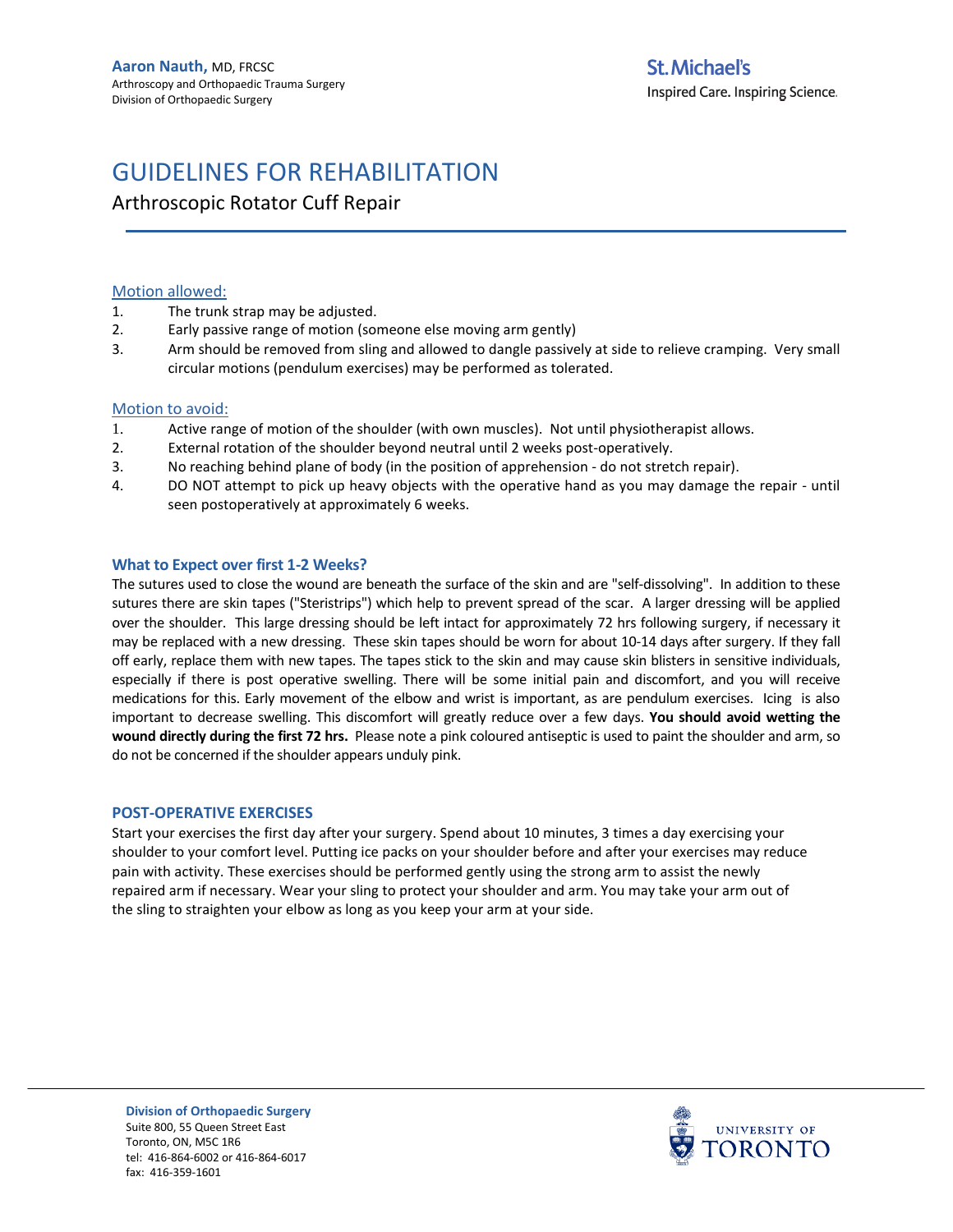# GUIDELINES FOR REHABILITATION

## Arthroscopic Rotator Cuff Repair

### Motion allowed:

1. The trunk strap may be adjusted.
2. Early passive range of motion (someone else moving arm gently)
3. Arm should be removed from sling and allowed to dangle passively at side to relieve cramping. Very small circular motions (pendulum exercises) may be performed as tolerated.

### Motion to avoid:

1. Active range of motion of the shoulder (with own muscles). Not until physiotherapist allows.
2. External rotation of the shoulder beyond neutral until 2 weeks post-operatively.
3. No reaching behind plane of body (in the position of apprehension - do not stretch repair).
4. DO NOT attempt to pick up heavy objects with the operative hand as you may damage the repair - until seen postoperatively at approximately 6 weeks.

### What to Expect over first 1-2 Weeks?

The sutures used to close the wound are beneath the surface of the skin and are "self-dissolving". In addition to these sutures there are skin tapes ("Steristrips") which help to prevent spread of the scar. A larger dressing will be applied over the shoulder. This large dressing should be left intact for approximately 72 hrs following surgery, if necessary it may be replaced with a new dressing. These skin tapes should be worn for about 10-14 days after surgery. If they fall off early, replace them with new tapes. The tapes stick to the skin and may cause skin blisters in sensitive individuals, especially if there is post operative swelling. There will be some initial pain and discomfort, and you will receive medications for this. Early movement of the elbow and wrist is important, as are pendulum exercises. Icing is also important to decrease swelling. This discomfort will greatly reduce over a few days. **You should avoid wetting the wound directly during the first 72 hrs.** Please note a pink coloured antiseptic is used to paint the shoulder and arm, so do not be concerned if the shoulder appears unduly pink.

### POST-OPERATIVE EXERCISES

Start your exercises the first day after your surgery. Spend about 10 minutes, 3 times a day exercising your shoulder to your comfort level. Putting ice packs on your shoulder before and after your exercises may reduce pain with activity. These exercises should be performed gently using the strong arm to assist the newly repaired arm if necessary. Wear your sling to protect your shoulder and arm. You may take your arm out of the sling to straighten your elbow as long as you keep your arm at your side.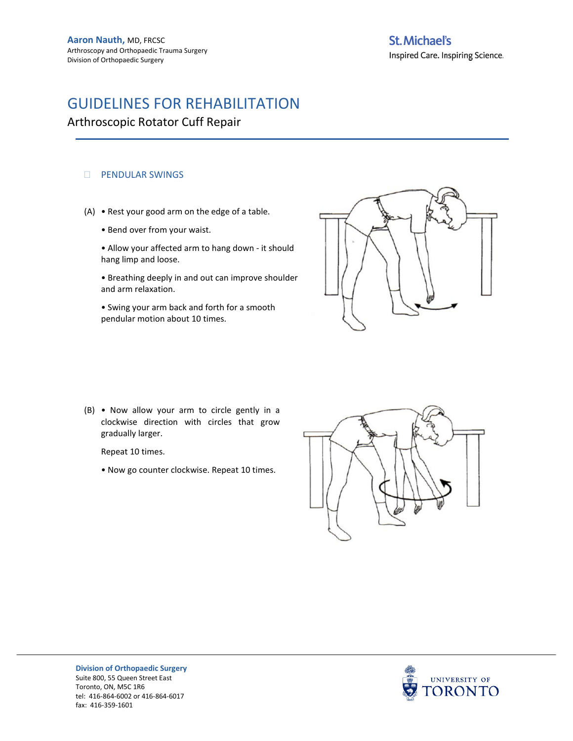# GUIDELINES FOR REHABILITATION

## Arthroscopic Rotator Cuff Repair

### PENDULAR SWINGS

(A)
- Rest your good arm on the edge of a table.
- Bend over from your waist.
- Allow your affected arm to hang down - it should hang limp and loose.
- Breathing deeply in and out can improve shoulder and arm relaxation.
- Swing your arm back and forth for a smooth pendular motion about 10 times.

(B)
- Now allow your arm to circle gently in a clockwise direction with circles that grow gradually larger.

  Repeat 10 times.
- Now go counter clockwise. Repeat 10 times.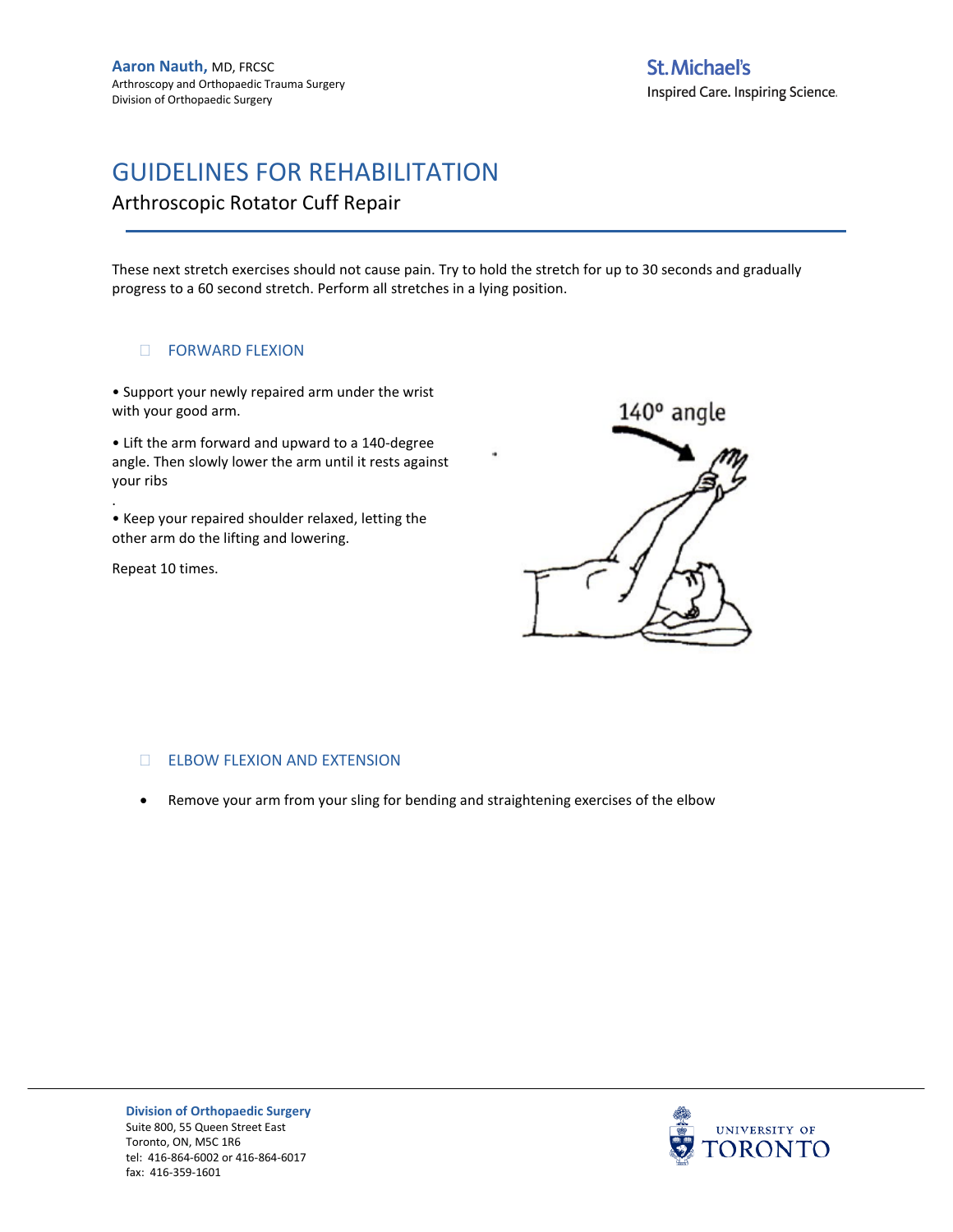These next stretch exercises should not cause pain. Try to hold the stretch for up to 30 seconds and gradually progress to a 60 second stretch. Perform all stretches in a lying position.

### FORWARD FLEXION

• Support your newly repaired arm under the wrist with your good arm.

• Lift the arm forward and upward to a 140-degree angle. Then slowly lower the arm until it rests against your ribs

.

• Keep your repaired shoulder relaxed, letting the other arm do the lifting and lowering.

Repeat 10 times.

140° angle

### ELBOW FLEXION AND EXTENSION

- Remove your arm from your sling for bending and straightening exercises of the elbow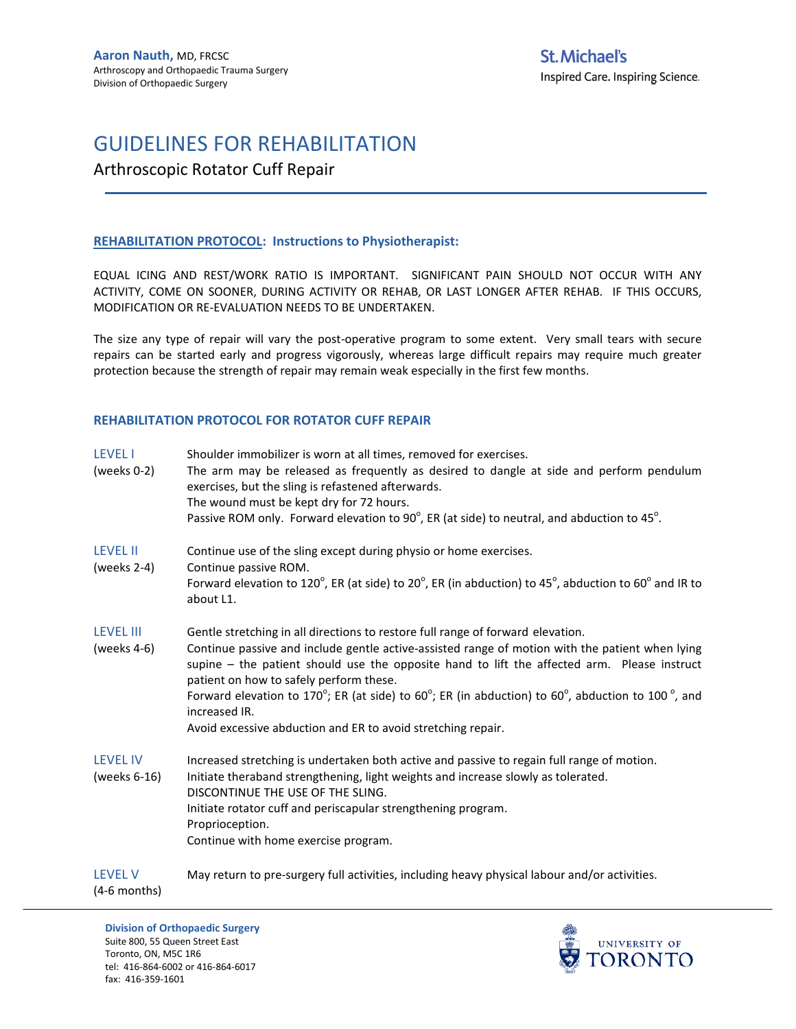**Aaron Nauth,** MD, FRCSC
Arthroscopy and Orthopaedic Trauma Surgery
Division of Orthopaedic Surgery

**St. Michael's**
Inspired Care. Inspiring Science.

# GUIDELINES FOR REHABILITATION

## Arthroscopic Rotator Cuff Repair

### REHABILITATION PROTOCOL: Instructions to Physiotherapist:

EQUAL ICING AND REST/WORK RATIO IS IMPORTANT. SIGNIFICANT PAIN SHOULD NOT OCCUR WITH ANY ACTIVITY, COME ON SOONER, DURING ACTIVITY OR REHAB, OR LAST LONGER AFTER REHAB. IF THIS OCCURS, MODIFICATION OR RE-EVALUATION NEEDS TO BE UNDERTAKEN.

The size any type of repair will vary the post-operative program to some extent. Very small tears with secure repairs can be started early and progress vigorously, whereas large difficult repairs may require much greater protection because the strength of repair may remain weak especially in the first few months.

### REHABILITATION PROTOCOL FOR ROTATOR CUFF REPAIR

**LEVEL I** (weeks 0-2)

Shoulder immobilizer is worn at all times, removed for exercises.
The arm may be released as frequently as desired to dangle at side and perform pendulum exercises, but the sling is refastened afterwards.
The wound must be kept dry for 72 hours.
Passive ROM only. Forward elevation to 90°, ER (at side) to neutral, and abduction to 45°.

**LEVEL II** (weeks 2-4)

Continue use of the sling except during physio or home exercises.
Continue passive ROM.
Forward elevation to 120°, ER (at side) to 20°, ER (in abduction) to 45°, abduction to 60° and IR to about L1.

**LEVEL III** (weeks 4-6)

Gentle stretching in all directions to restore full range of forward elevation.
Continue passive and include gentle active-assisted range of motion with the patient when lying supine – the patient should use the opposite hand to lift the affected arm. Please instruct patient on how to safely perform these.
Forward elevation to 170°; ER (at side) to 60°; ER (in abduction) to 60°, abduction to 100 °, and increased IR.
Avoid excessive abduction and ER to avoid stretching repair.

**LEVEL IV** (weeks 6-16)

Increased stretching is undertaken both active and passive to regain full range of motion.
Initiate theraband strengthening, light weights and increase slowly as tolerated.
DISCONTINUE THE USE OF THE SLING.
Initiate rotator cuff and periscapular strengthening program.
Proprioception.
Continue with home exercise program.

**LEVEL V** (4-6 months)

May return to pre-surgery full activities, including heavy physical labour and/or activities.

**Division of Orthopaedic Surgery**
Suite 800, 55 Queen Street East
Toronto, ON, M5C 1R6
tel: 416-864-6002 or 416-864-6017
fax: 416-359-1601

UNIVERSITY OF TORONTO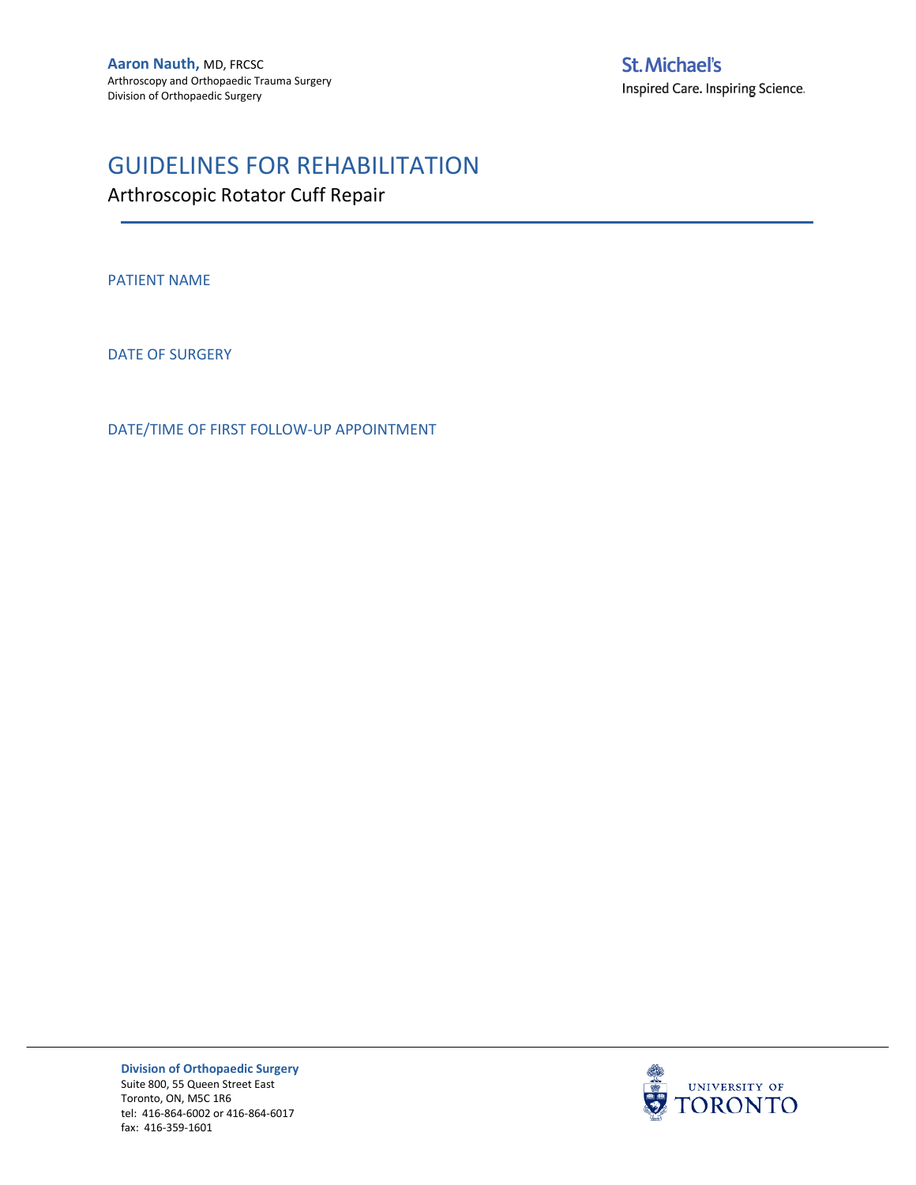**Aaron Nauth,** MD, FRCSC
Arthroscopy and Orthopaedic Trauma Surgery
Division of Orthopaedic Surgery

**St. Michael's**
Inspired Care. Inspiring Science.

# GUIDELINES FOR REHABILITATION

## Arthroscopic Rotator Cuff Repair

PATIENT NAME

DATE OF SURGERY

DATE/TIME OF FIRST FOLLOW-UP APPOINTMENT

**Division of Orthopaedic Surgery**
Suite 800, 55 Queen Street East
Toronto, ON, M5C 1R6
tel: 416-864-6002 or 416-864-6017
fax: 416-359-1601

UNIVERSITY OF TORONTO